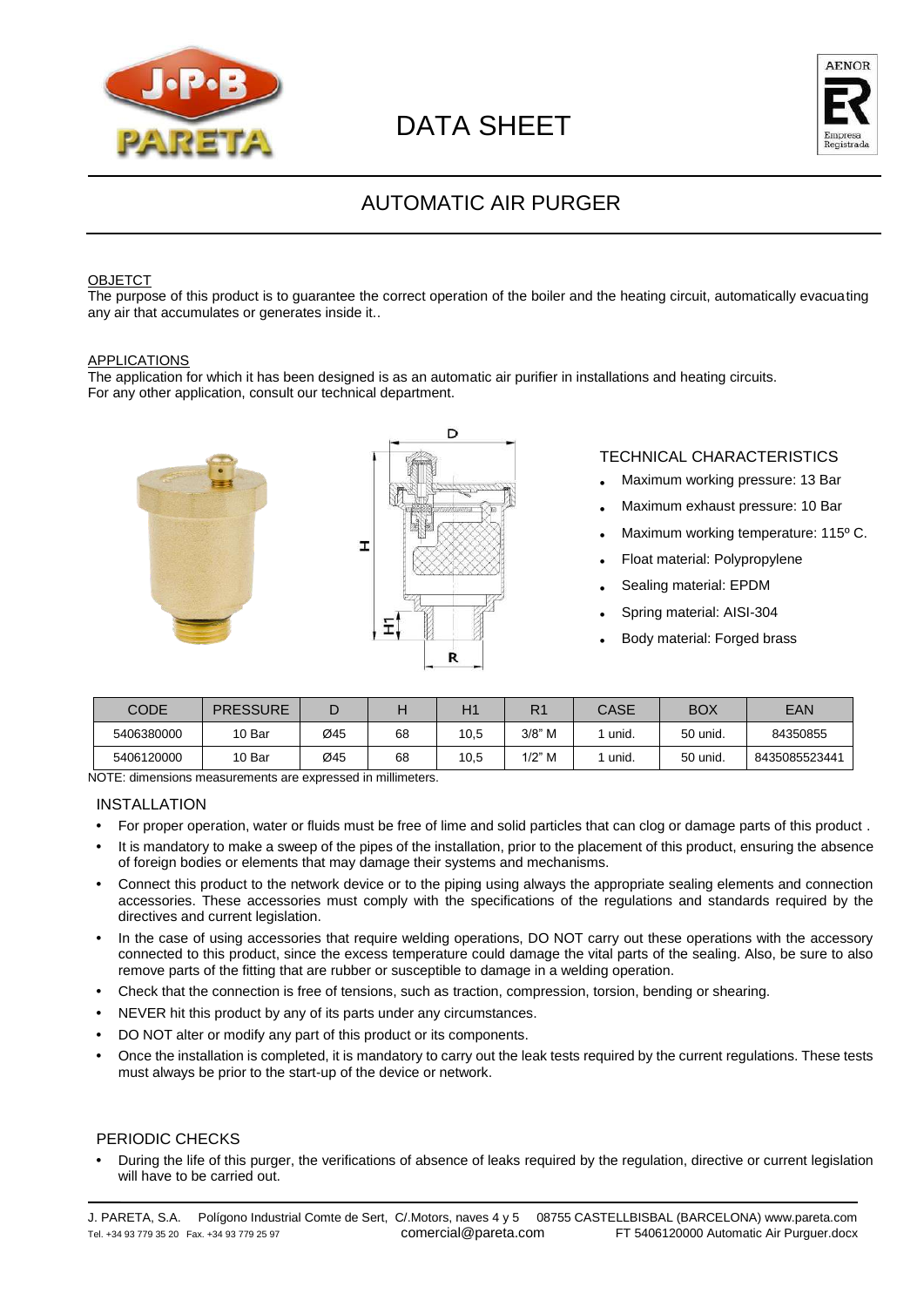# DATA SHEET

## AUTOMATIC AIR PURGER

OBJETCT

The purpose of this product is to guarantee the correct operation of the boiler and the heating circuit, automatically evacuating any air that accumulates or generates inside it..

APPLICATIONS

The application for which it has been designed is as an automatic air purifier in installations and heating circuits.
For any other application, consult our technical department.

TECHNICAL CHARACTERISTICS

- Maximum working pressure: 13 Bar
- Maximum exhaust pressure: 10 Bar
- Maximum working temperature: 115º C.
- Float material: Polypropylene
- Sealing material: EPDM
- Spring material: AISI-304
- Body material: Forged brass

| CODE | PRESSURE | D | H | H1 | R1 | CASE | BOX | EAN |
|---|---|---|---|---|---|---|---|---|
| 5406380000 | 10 Bar | Ø45 | 68 | 10,5 | 3/8" M | 1 unid. | 50 unid. | 84350855 |
| 5406120000 | 10 Bar | Ø45 | 68 | 10,5 | 1/2" M | 1 unid. | 50 unid. | 8435085523441 |

NOTE: dimensions measurements are expressed in millimeters.

INSTALLATION

- For proper operation, water or fluids must be free of lime and solid particles that can clog or damage parts of this product .
- It is mandatory to make a sweep of the pipes of the installation, prior to the placement of this product, ensuring the absence of foreign bodies or elements that may damage their systems and mechanisms.
- Connect this product to the network device or to the piping using always the appropriate sealing elements and connection accessories. These accessories must comply with the specifications of the regulations and standards required by the directives and current legislation.
- In the case of using accessories that require welding operations, DO NOT carry out these operations with the accessory connected to this product, since the excess temperature could damage the vital parts of the sealing. Also, be sure to also remove parts of the fitting that are rubber or susceptible to damage in a welding operation.
- Check that the connection is free of tensions, such as traction, compression, torsion, bending or shearing.
- NEVER hit this product by any of its parts under any circumstances.
- DO NOT alter or modify any part of this product or its components.
- Once the installation is completed, it is mandatory to carry out the leak tests required by the current regulations. These tests must always be prior to the start-up of the device or network.

PERIODIC CHECKS

- During the life of this purger, the verifications of absence of leaks required by the regulation, directive or current legislation will have to be carried out.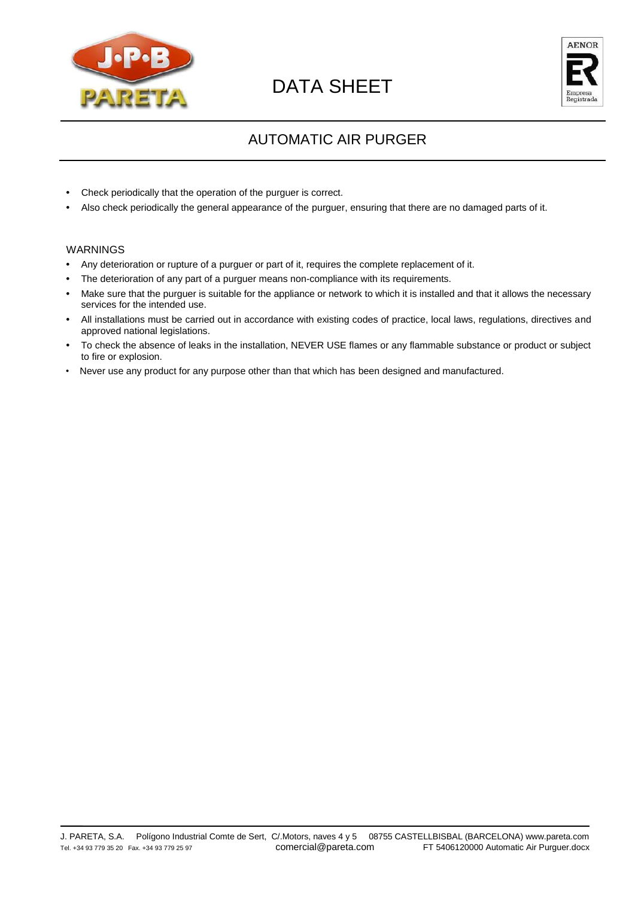- Check periodically that the operation of the purguer is correct.
- Also check periodically the general appearance of the purguer, ensuring that there are no damaged parts of it.

WARNINGS

- Any deterioration or rupture of a purguer or part of it, requires the complete replacement of it.
- The deterioration of any part of a purguer means non-compliance with its requirements.
- Make sure that the purguer is suitable for the appliance or network to which it is installed and that it allows the necessary services for the intended use.
- All installations must be carried out in accordance with existing codes of practice, local laws, regulations, directives and approved national legislations.
- To check the absence of leaks in the installation, NEVER USE flames or any flammable substance or product or subject to fire or explosion.
- Never use any product for any purpose other than that which has been designed and manufactured.